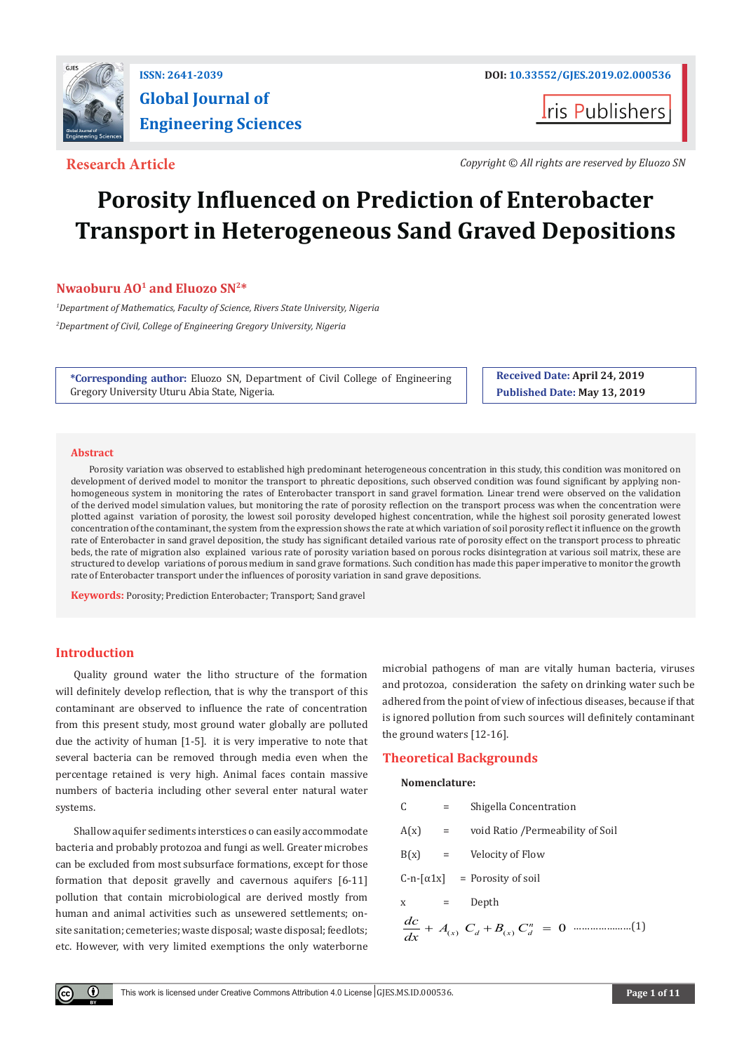ISSN: 2641-2039

# Global Journal of Engineering Sciences

DOI: 10.33552/GJES.2019.02.000536

Iris Publishers

**Research Article**

*Copyright © All rights are reserved by Eluozo SN*

# Porosity Influenced on Prediction of Enterobacter Transport in Heterogeneous Sand Graved Depositions

**Nwaoburu AO[1] and Eluozo SN[2]***

[1]*Department of Mathematics, Faculty of Science, Rivers State University, Nigeria*

[2]*Department of Civil, College of Engineering Gregory University, Nigeria*

***Corresponding author:** Eluozo SN, Department of Civil College of Engineering Gregory University Uturu Abia State, Nigeria.

**Received Date:** April 24, 2019

**Published Date:** May 13, 2019

## Abstract

Porosity variation was observed to established high predominant heterogeneous concentration in this study, this condition was monitored on development of derived model to monitor the transport to phreatic depositions, such observed condition was found significant by applying non-homogeneous system in monitoring the rates of Enterobacter transport in sand gravel formation. Linear trend were observed on the validation of the derived model simulation values, but monitoring the rate of porosity reflection on the transport process was when the concentration were plotted against variation of porosity, the lowest soil porosity developed highest concentration, while the highest soil porosity generated lowest concentration of the contaminant, the system from the expression shows the rate at which variation of soil porosity reflect it influence on the growth rate of Enterobacter in sand gravel deposition, the study has significant detailed various rate of porosity effect on the transport process to phreatic beds, the rate of migration also explained various rate of porosity variation based on porous rocks disintegration at various soil matrix, these are structured to develop variations of porous medium in sand grave formations. Such condition has made this paper imperative to monitor the growth rate of Enterobacter transport under the influences of porosity variation in sand grave depositions.

**Keywords:** Porosity; Prediction Enterobacter; Transport; Sand gravel

## Introduction

Quality ground water the litho structure of the formation will definitely develop reflection, that is why the transport of this contaminant are observed to influence the rate of concentration from this present study, most ground water globally are polluted due the activity of human [1-5]. it is very imperative to note that several bacteria can be removed through media even when the percentage retained is very high. Animal faces contain massive numbers of bacteria including other several enter natural water systems.

Shallow aquifer sediments interstices o can easily accommodate bacteria and probably protozoa and fungi as well. Greater microbes can be excluded from most subsurface formations, except for those formation that deposit gravelly and cavernous aquifers [6-11] pollution that contain microbiological are derived mostly from human and animal activities such as unsewered settlements; on-site sanitation; cemeteries; waste disposal; waste disposal; feedlots; etc. However, with very limited exemptions the only waterborne microbial pathogens of man are vitally human bacteria, viruses and protozoa, consideration the safety on drinking water such be adhered from the point of view of infectious diseases, because if that is ignored pollution from such sources will definitely contaminant the ground waters [12-16].

## Theoretical Backgrounds

**Nomenclature:**

C = Shigella Concentration

A(x) = void Ratio /Permeability of Soil

B(x) = Velocity of Flow

C-n-[α1x] = Porosity of soil

x = Depth

$$\frac{dc}{dx} + A_{(x)}\ C_d + B_{(x)}\ C_d^n = 0 \quad \text{....................(1)}$$

This work is licensed under Creative Commons Attribution 4.0 License | GJES.MS.ID.000536.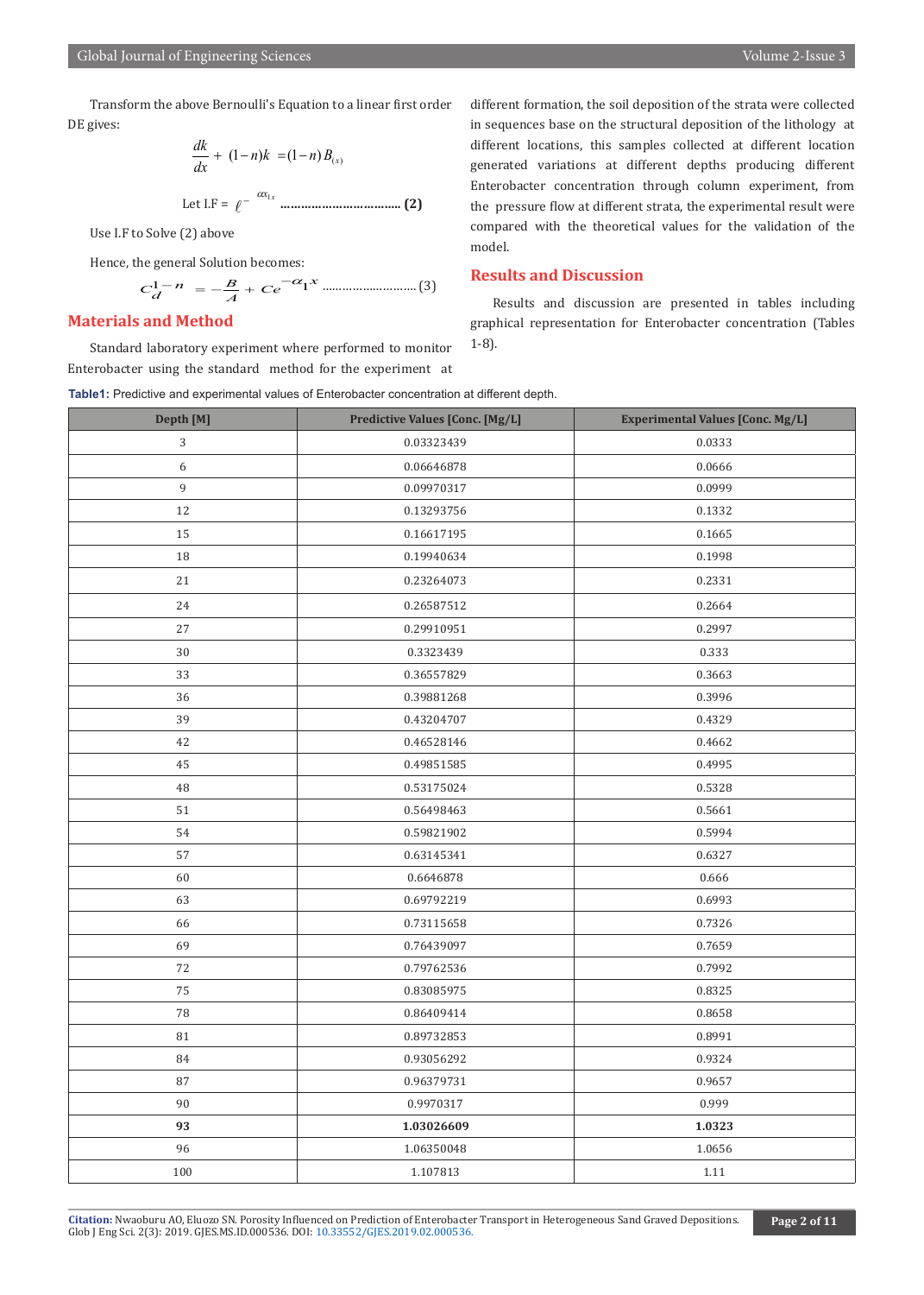Transform the above Bernoulli's Equation to a linear first order DE gives:

$$\frac{dk}{dx} + (1-n)k = (1-n)B_{(x)}$$

Let I.F = $\ell^{-\alpha x_{1x}}$ ................................ (2)

Use I.F to Solve (2) above

Hence, the general Solution becomes:

$$C_d^{1-n} = -\frac{B}{A} + Ce^{-\alpha_1 x} \text{ ......................... (3)}$$

## Materials and Method

Standard laboratory experiment where performed to monitor Enterobacter using the standard method for the experiment at different formation, the soil deposition of the strata were collected in sequences base on the structural deposition of the lithology at different locations, this samples collected at different location generated variations at different depths producing different Enterobacter concentration through column experiment, from the pressure flow at different strata, the experimental result were compared with the theoretical values for the validation of the model.

## Results and Discussion

Results and discussion are presented in tables including graphical representation for Enterobacter concentration (Tables 1-8).

**Table1:** Predictive and experimental values of Enterobacter concentration at different depth.

| Depth [M] | Predictive Values [Conc. [Mg/L] | Experimental Values [Conc. Mg/L] |
|---|---|---|
| 3 | 0.03323439 | 0.0333 |
| 6 | 0.06646878 | 0.0666 |
| 9 | 0.09970317 | 0.0999 |
| 12 | 0.13293756 | 0.1332 |
| 15 | 0.16617195 | 0.1665 |
| 18 | 0.19940634 | 0.1998 |
| 21 | 0.23264073 | 0.2331 |
| 24 | 0.26587512 | 0.2664 |
| 27 | 0.29910951 | 0.2997 |
| 30 | 0.3323439 | 0.333 |
| 33 | 0.36557829 | 0.3663 |
| 36 | 0.39881268 | 0.3996 |
| 39 | 0.43204707 | 0.4329 |
| 42 | 0.46528146 | 0.4662 |
| 45 | 0.49851585 | 0.4995 |
| 48 | 0.53175024 | 0.5328 |
| 51 | 0.56498463 | 0.5661 |
| 54 | 0.59821902 | 0.5994 |
| 57 | 0.63145341 | 0.6327 |
| 60 | 0.6646878 | 0.666 |
| 63 | 0.69792219 | 0.6993 |
| 66 | 0.73115658 | 0.7326 |
| 69 | 0.76439097 | 0.7659 |
| 72 | 0.79762536 | 0.7992 |
| 75 | 0.83085975 | 0.8325 |
| 78 | 0.86409414 | 0.8658 |
| 81 | 0.89732853 | 0.8991 |
| 84 | 0.93056292 | 0.9324 |
| 87 | 0.96379731 | 0.9657 |
| 90 | 0.9970317 | 0.999 |
| **93** | **1.03026609** | **1.0323** |
| 96 | 1.06350048 | 1.0656 |
| 100 | 1.107813 | 1.11 |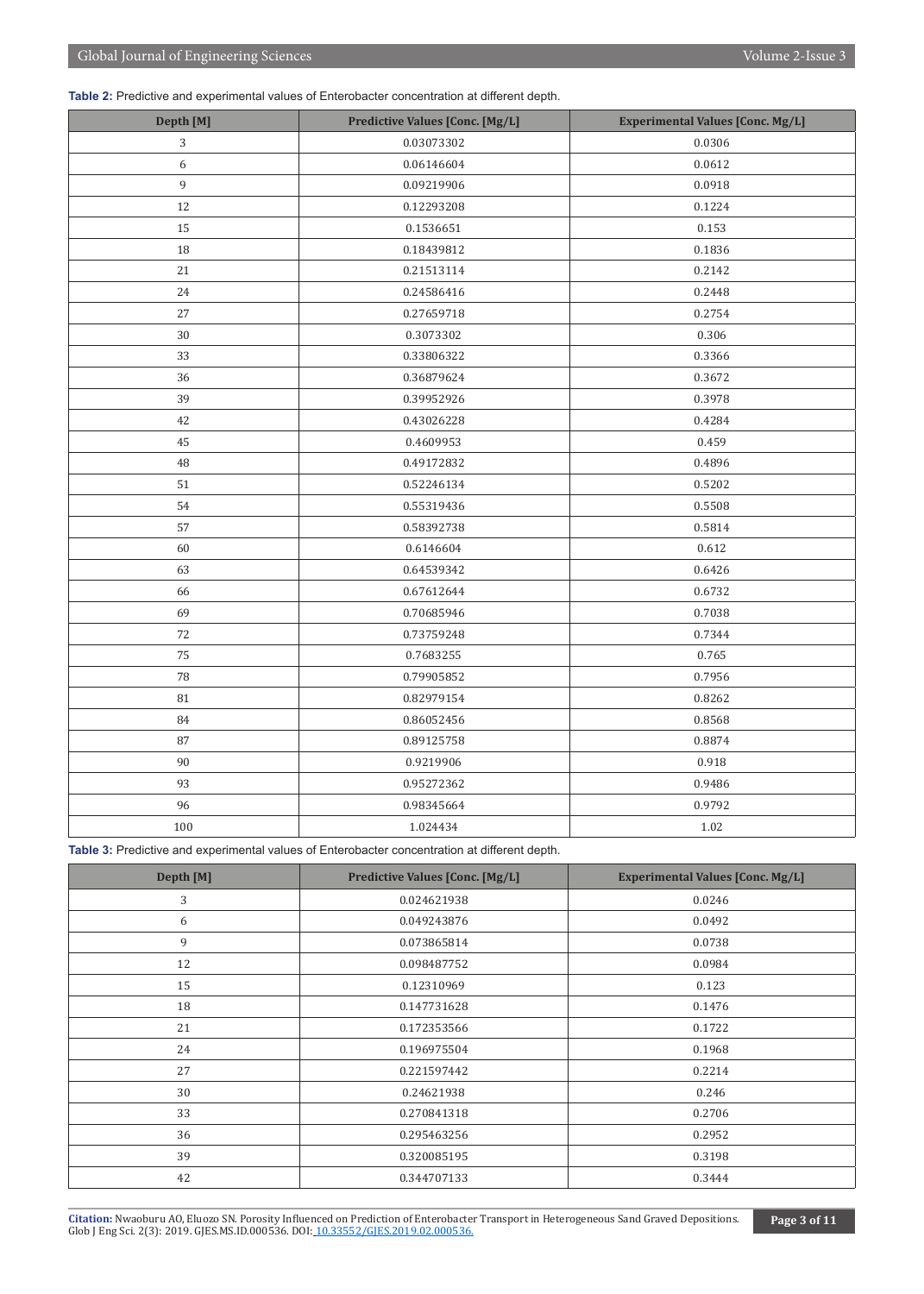**Table 2:** Predictive and experimental values of Enterobacter concentration at different depth.

| Depth [M] | Predictive Values [Conc. [Mg/L] | Experimental Values [Conc. Mg/L] |
|---|---|---|
| 3 | 0.03073302 | 0.0306 |
| 6 | 0.06146604 | 0.0612 |
| 9 | 0.09219906 | 0.0918 |
| 12 | 0.12293208 | 0.1224 |
| 15 | 0.1536651 | 0.153 |
| 18 | 0.18439812 | 0.1836 |
| 21 | 0.21513114 | 0.2142 |
| 24 | 0.24586416 | 0.2448 |
| 27 | 0.27659718 | 0.2754 |
| 30 | 0.3073302 | 0.306 |
| 33 | 0.33806322 | 0.3366 |
| 36 | 0.36879624 | 0.3672 |
| 39 | 0.39952926 | 0.3978 |
| 42 | 0.43026228 | 0.4284 |
| 45 | 0.4609953 | 0.459 |
| 48 | 0.49172832 | 0.4896 |
| 51 | 0.52246134 | 0.5202 |
| 54 | 0.55319436 | 0.5508 |
| 57 | 0.58392738 | 0.5814 |
| 60 | 0.6146604 | 0.612 |
| 63 | 0.64539342 | 0.6426 |
| 66 | 0.67612644 | 0.6732 |
| 69 | 0.70685946 | 0.7038 |
| 72 | 0.73759248 | 0.7344 |
| 75 | 0.7683255 | 0.765 |
| 78 | 0.79905852 | 0.7956 |
| 81 | 0.82979154 | 0.8262 |
| 84 | 0.86052456 | 0.8568 |
| 87 | 0.89125758 | 0.8874 |
| 90 | 0.9219906 | 0.918 |
| 93 | 0.95272362 | 0.9486 |
| 96 | 0.98345664 | 0.9792 |
| 100 | 1.024434 | 1.02 |

**Table 3:** Predictive and experimental values of Enterobacter concentration at different depth.

| Depth [M] | Predictive Values [Conc. [Mg/L] | Experimental Values [Conc. Mg/L] |
|---|---|---|
| 3 | 0.024621938 | 0.0246 |
| 6 | 0.049243876 | 0.0492 |
| 9 | 0.073865814 | 0.0738 |
| 12 | 0.098487752 | 0.0984 |
| 15 | 0.12310969 | 0.123 |
| 18 | 0.147731628 | 0.1476 |
| 21 | 0.172353566 | 0.1722 |
| 24 | 0.196975504 | 0.1968 |
| 27 | 0.221597442 | 0.2214 |
| 30 | 0.24621938 | 0.246 |
| 33 | 0.270841318 | 0.2706 |
| 36 | 0.295463256 | 0.2952 |
| 39 | 0.320085195 | 0.3198 |
| 42 | 0.344707133 | 0.3444 |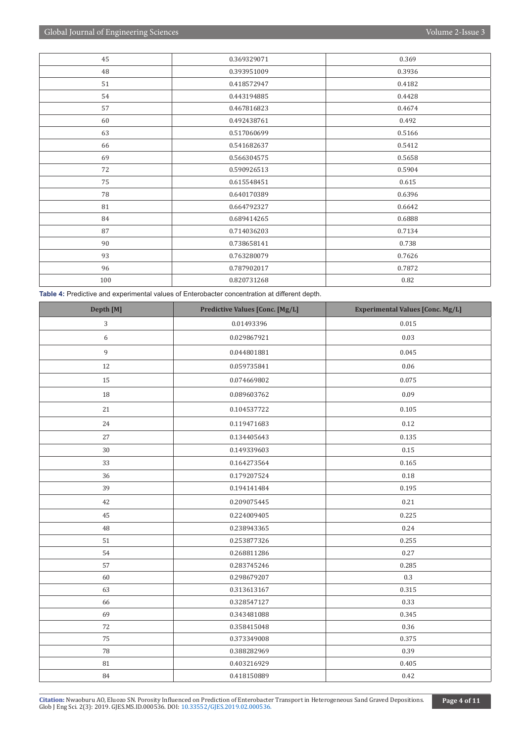| | | |
|---|---|---|
| 45 | 0.369329071 | 0.369 |
| 48 | 0.393951009 | 0.3936 |
| 51 | 0.418572947 | 0.4182 |
| 54 | 0.443194885 | 0.4428 |
| 57 | 0.467816823 | 0.4674 |
| 60 | 0.492438761 | 0.492 |
| 63 | 0.517060699 | 0.5166 |
| 66 | 0.541682637 | 0.5412 |
| 69 | 0.566304575 | 0.5658 |
| 72 | 0.590926513 | 0.5904 |
| 75 | 0.615548451 | 0.615 |
| 78 | 0.640170389 | 0.6396 |
| 81 | 0.664792327 | 0.6642 |
| 84 | 0.689414265 | 0.6888 |
| 87 | 0.714036203 | 0.7134 |
| 90 | 0.738658141 | 0.738 |
| 93 | 0.763280079 | 0.7626 |
| 96 | 0.787902017 | 0.7872 |
| 100 | 0.820731268 | 0.82 |

**Table 4:** Predictive and experimental values of Enterobacter concentration at different depth.

| Depth [M] | Predictive Values [Conc. [Mg/L] | Experimental Values [Conc. Mg/L] |
|---|---|---|
| 3 | 0.01493396 | 0.015 |
| 6 | 0.029867921 | 0.03 |
| 9 | 0.044801881 | 0.045 |
| 12 | 0.059735841 | 0.06 |
| 15 | 0.074669802 | 0.075 |
| 18 | 0.089603762 | 0.09 |
| 21 | 0.104537722 | 0.105 |
| 24 | 0.119471683 | 0.12 |
| 27 | 0.134405643 | 0.135 |
| 30 | 0.149339603 | 0.15 |
| 33 | 0.164273564 | 0.165 |
| 36 | 0.179207524 | 0.18 |
| 39 | 0.194141484 | 0.195 |
| 42 | 0.209075445 | 0.21 |
| 45 | 0.224009405 | 0.225 |
| 48 | 0.238943365 | 0.24 |
| 51 | 0.253877326 | 0.255 |
| 54 | 0.268811286 | 0.27 |
| 57 | 0.283745246 | 0.285 |
| 60 | 0.298679207 | 0.3 |
| 63 | 0.313613167 | 0.315 |
| 66 | 0.328547127 | 0.33 |
| 69 | 0.343481088 | 0.345 |
| 72 | 0.358415048 | 0.36 |
| 75 | 0.373349008 | 0.375 |
| 78 | 0.388282969 | 0.39 |
| 81 | 0.403216929 | 0.405 |
| 84 | 0.418150889 | 0.42 |

**Citation:** Nwaoburu AO, Eluozo SN. Porosity Influenced on Prediction of Enterobacter Transport in Heterogeneous Sand Graved Depositions. Glob J Eng Sci. 2(3): 2019. GJES.MS.ID.000536. DOI: 10.33552/GJES.2019.02.000536.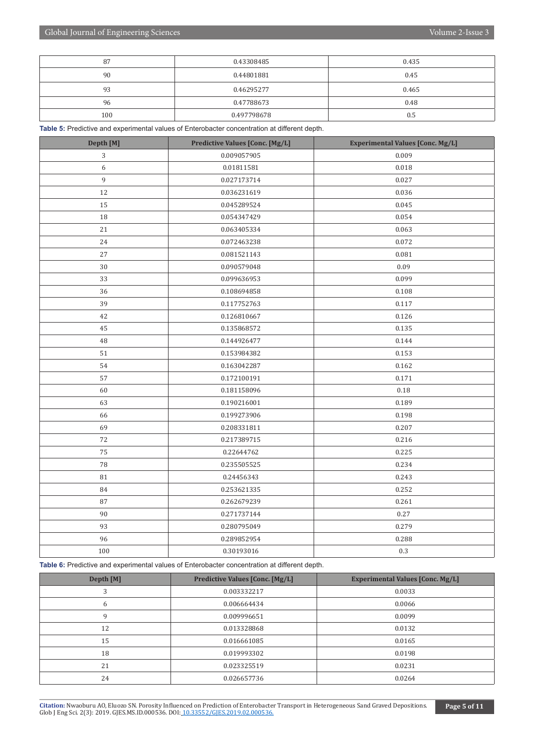| | | |
|---|---|---|
| 87 | 0.43308485 | 0.435 |
| 90 | 0.44801881 | 0.45 |
| 93 | 0.46295277 | 0.465 |
| 96 | 0.47788673 | 0.48 |
| 100 | 0.497798678 | 0.5 |

**Table 5:** Predictive and experimental values of Enterobacter concentration at different depth.

| Depth [M] | Predictive Values [Conc. [Mg/L] | Experimental Values [Conc. Mg/L] |
|---|---|---|
| 3 | 0.009057905 | 0.009 |
| 6 | 0.01811581 | 0.018 |
| 9 | 0.027173714 | 0.027 |
| 12 | 0.036231619 | 0.036 |
| 15 | 0.045289524 | 0.045 |
| 18 | 0.054347429 | 0.054 |
| 21 | 0.063405334 | 0.063 |
| 24 | 0.072463238 | 0.072 |
| 27 | 0.081521143 | 0.081 |
| 30 | 0.090579048 | 0.09 |
| 33 | 0.099636953 | 0.099 |
| 36 | 0.108694858 | 0.108 |
| 39 | 0.117752763 | 0.117 |
| 42 | 0.126810667 | 0.126 |
| 45 | 0.135868572 | 0.135 |
| 48 | 0.144926477 | 0.144 |
| 51 | 0.153984382 | 0.153 |
| 54 | 0.163042287 | 0.162 |
| 57 | 0.172100191 | 0.171 |
| 60 | 0.181158096 | 0.18 |
| 63 | 0.190216001 | 0.189 |
| 66 | 0.199273906 | 0.198 |
| 69 | 0.208331811 | 0.207 |
| 72 | 0.217389715 | 0.216 |
| 75 | 0.22644762 | 0.225 |
| 78 | 0.235505525 | 0.234 |
| 81 | 0.24456343 | 0.243 |
| 84 | 0.253621335 | 0.252 |
| 87 | 0.262679239 | 0.261 |
| 90 | 0.271737144 | 0.27 |
| 93 | 0.280795049 | 0.279 |
| 96 | 0.289852954 | 0.288 |
| 100 | 0.30193016 | 0.3 |

**Table 6:** Predictive and experimental values of Enterobacter concentration at different depth.

| Depth [M] | Predictive Values [Conc. [Mg/L] | Experimental Values [Conc. Mg/L] |
|---|---|---|
| 3 | 0.003332217 | 0.0033 |
| 6 | 0.006664434 | 0.0066 |
| 9 | 0.009996651 | 0.0099 |
| 12 | 0.013328868 | 0.0132 |
| 15 | 0.016661085 | 0.0165 |
| 18 | 0.019993302 | 0.0198 |
| 21 | 0.023325519 | 0.0231 |
| 24 | 0.026657736 | 0.0264 |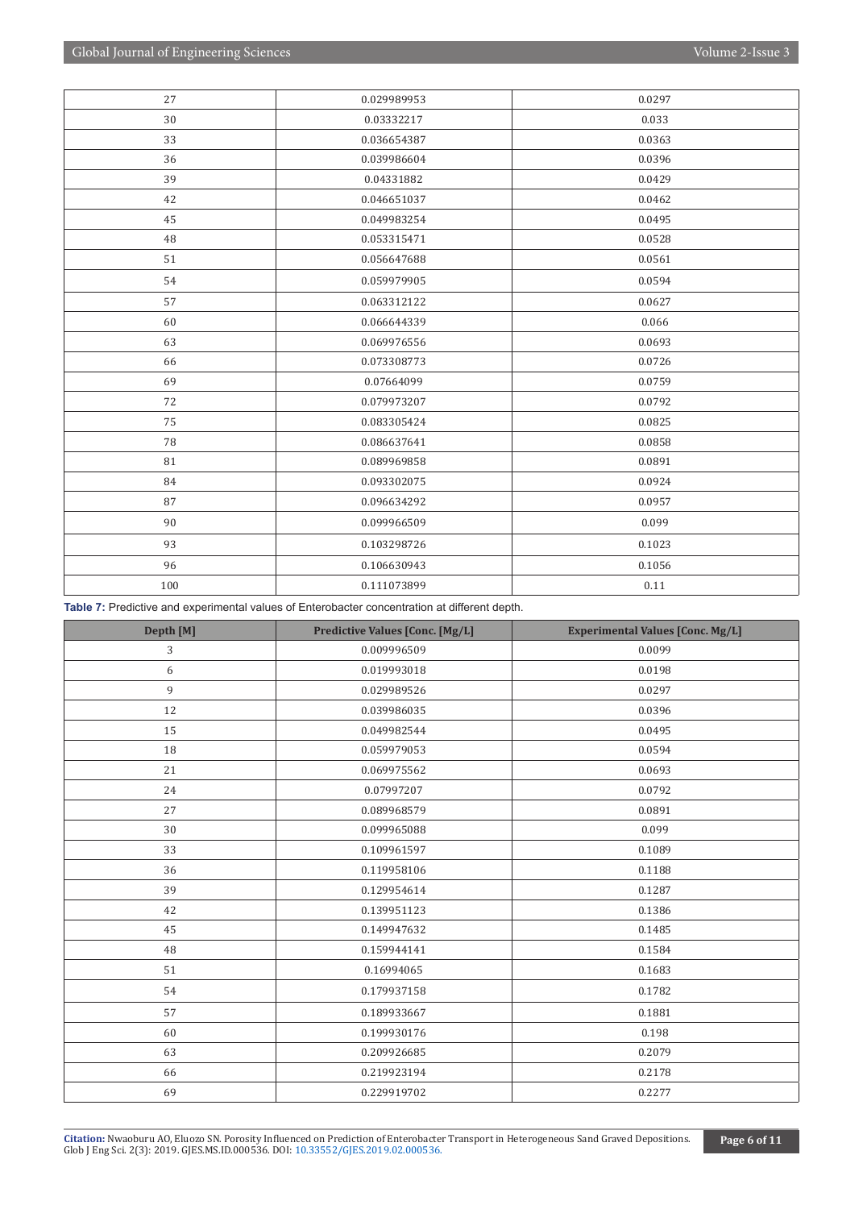| | | |
|---|---|---|
| 27 | 0.029989953 | 0.0297 |
| 30 | 0.03332217 | 0.033 |
| 33 | 0.036654387 | 0.0363 |
| 36 | 0.039986604 | 0.0396 |
| 39 | 0.04331882 | 0.0429 |
| 42 | 0.046651037 | 0.0462 |
| 45 | 0.049983254 | 0.0495 |
| 48 | 0.053315471 | 0.0528 |
| 51 | 0.056647688 | 0.0561 |
| 54 | 0.059979905 | 0.0594 |
| 57 | 0.063312122 | 0.0627 |
| 60 | 0.066644339 | 0.066 |
| 63 | 0.069976556 | 0.0693 |
| 66 | 0.073308773 | 0.0726 |
| 69 | 0.07664099 | 0.0759 |
| 72 | 0.079973207 | 0.0792 |
| 75 | 0.083305424 | 0.0825 |
| 78 | 0.086637641 | 0.0858 |
| 81 | 0.089969858 | 0.0891 |
| 84 | 0.093302075 | 0.0924 |
| 87 | 0.096634292 | 0.0957 |
| 90 | 0.099966509 | 0.099 |
| 93 | 0.103298726 | 0.1023 |
| 96 | 0.106630943 | 0.1056 |
| 100 | 0.111073899 | 0.11 |

**Table 7:** Predictive and experimental values of Enterobacter concentration at different depth.

| Depth [M] | Predictive Values [Conc. [Mg/L] | Experimental Values [Conc. Mg/L] |
|---|---|---|
| 3 | 0.009996509 | 0.0099 |
| 6 | 0.019993018 | 0.0198 |
| 9 | 0.029989526 | 0.0297 |
| 12 | 0.039986035 | 0.0396 |
| 15 | 0.049982544 | 0.0495 |
| 18 | 0.059979053 | 0.0594 |
| 21 | 0.069975562 | 0.0693 |
| 24 | 0.07997207 | 0.0792 |
| 27 | 0.089968579 | 0.0891 |
| 30 | 0.099965088 | 0.099 |
| 33 | 0.109961597 | 0.1089 |
| 36 | 0.119958106 | 0.1188 |
| 39 | 0.129954614 | 0.1287 |
| 42 | 0.139951123 | 0.1386 |
| 45 | 0.149947632 | 0.1485 |
| 48 | 0.159944141 | 0.1584 |
| 51 | 0.16994065 | 0.1683 |
| 54 | 0.179937158 | 0.1782 |
| 57 | 0.189933667 | 0.1881 |
| 60 | 0.199930176 | 0.198 |
| 63 | 0.209926685 | 0.2079 |
| 66 | 0.219923194 | 0.2178 |
| 69 | 0.229919702 | 0.2277 |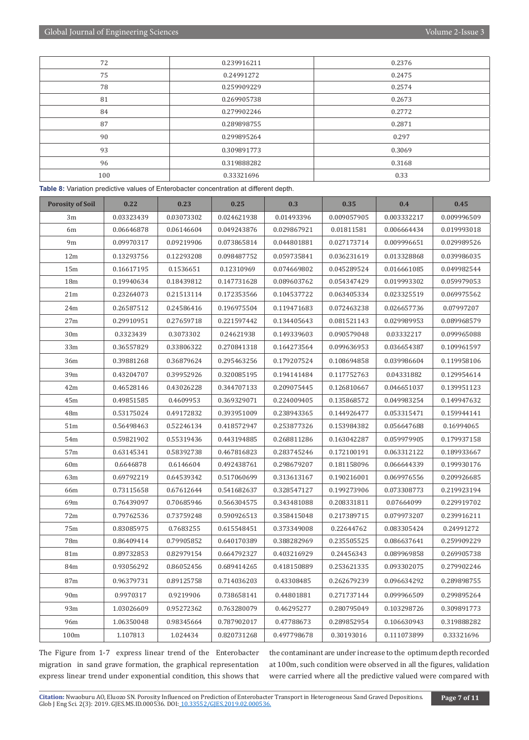| | | |
|---|---|---|
| 72 | 0.239916211 | 0.2376 |
| 75 | 0.24991272 | 0.2475 |
| 78 | 0.259909229 | 0.2574 |
| 81 | 0.269905738 | 0.2673 |
| 84 | 0.279902246 | 0.2772 |
| 87 | 0.289898755 | 0.2871 |
| 90 | 0.299895264 | 0.297 |
| 93 | 0.309891773 | 0.3069 |
| 96 | 0.319888282 | 0.3168 |
| 100 | 0.33321696 | 0.33 |

**Table 8:** Variation predictive values of Enterobacter concentration at different depth.

| Porosity of Soil | 0.22 | 0.23 | 0.25 | 0.3 | 0.35 | 0.4 | 0.45 |
|---|---|---|---|---|---|---|---|
| 3m | 0.03323439 | 0.03073302 | 0.024621938 | 0.01493396 | 0.009057905 | 0.003332217 | 0.009996509 |
| 6m | 0.06646878 | 0.06146604 | 0.049243876 | 0.029867921 | 0.01811581 | 0.006664434 | 0.019993018 |
| 9m | 0.09970317 | 0.09219906 | 0.073865814 | 0.044801881 | 0.027173714 | 0.009996651 | 0.029989526 |
| 12m | 0.13293756 | 0.12293208 | 0.098487752 | 0.059735841 | 0.036231619 | 0.013328868 | 0.039986035 |
| 15m | 0.16617195 | 0.1536651 | 0.12310969 | 0.074669802 | 0.045289524 | 0.016661085 | 0.049982544 |
| 18m | 0.19940634 | 0.18439812 | 0.147731628 | 0.089603762 | 0.054347429 | 0.019993302 | 0.059979053 |
| 21m | 0.23264073 | 0.21513114 | 0.172353566 | 0.104537722 | 0.063405334 | 0.023325519 | 0.069975562 |
| 24m | 0.26587512 | 0.24586416 | 0.196975504 | 0.119471683 | 0.072463238 | 0.026657736 | 0.07997207 |
| 27m | 0.29910951 | 0.27659718 | 0.221597442 | 0.134405643 | 0.081521143 | 0.029989953 | 0.089968579 |
| 30m | 0.3323439 | 0.3073302 | 0.24621938 | 0.149339603 | 0.090579048 | 0.03332217 | 0.099965088 |
| 33m | 0.36557829 | 0.33806322 | 0.270841318 | 0.164273564 | 0.099636953 | 0.036654387 | 0.109961597 |
| 36m | 0.39881268 | 0.36879624 | 0.295463256 | 0.179207524 | 0.108694858 | 0.039986604 | 0.119958106 |
| 39m | 0.43204707 | 0.39952926 | 0.320085195 | 0.194141484 | 0.117752763 | 0.04331882 | 0.129954614 |
| 42m | 0.46528146 | 0.43026228 | 0.344707133 | 0.209075445 | 0.126810667 | 0.046651037 | 0.139951123 |
| 45m | 0.49851585 | 0.4609953 | 0.369329071 | 0.224009405 | 0.135868572 | 0.049983254 | 0.149947632 |
| 48m | 0.53175024 | 0.49172832 | 0.393951009 | 0.238943365 | 0.144926477 | 0.053315471 | 0.159944141 |
| 51m | 0.56498463 | 0.52246134 | 0.418572947 | 0.253877326 | 0.153984382 | 0.056647688 | 0.16994065 |
| 54m | 0.59821902 | 0.55319436 | 0.443194885 | 0.268811286 | 0.163042287 | 0.059979905 | 0.179937158 |
| 57m | 0.63145341 | 0.58392738 | 0.467816823 | 0.283745246 | 0.172100191 | 0.063312122 | 0.189933667 |
| 60m | 0.6646878 | 0.6146604 | 0.492438761 | 0.298679207 | 0.181158096 | 0.066644339 | 0.199930176 |
| 63m | 0.69792219 | 0.64539342 | 0.517060699 | 0.313613167 | 0.190216001 | 0.069976556 | 0.209926685 |
| 66m | 0.73115658 | 0.67612644 | 0.541682637 | 0.328547127 | 0.199273906 | 0.073308773 | 0.219923194 |
| 69m | 0.76439097 | 0.70685946 | 0.566304575 | 0.343481088 | 0.208331811 | 0.07664099 | 0.229919702 |
| 72m | 0.79762536 | 0.73759248 | 0.590926513 | 0.358415048 | 0.217389715 | 0.079973207 | 0.239916211 |
| 75m | 0.83085975 | 0.7683255 | 0.615548451 | 0.373349008 | 0.22644762 | 0.083305424 | 0.24991272 |
| 78m | 0.86409414 | 0.79905852 | 0.640170389 | 0.388282969 | 0.235505525 | 0.086637641 | 0.259909229 |
| 81m | 0.89732853 | 0.82979154 | 0.664792327 | 0.403216929 | 0.24456343 | 0.089969858 | 0.269905738 |
| 84m | 0.93056292 | 0.86052456 | 0.689414265 | 0.418150889 | 0.253621335 | 0.093302075 | 0.279902246 |
| 87m | 0.96379731 | 0.89125758 | 0.714036203 | 0.43308485 | 0.262679239 | 0.096634292 | 0.289898755 |
| 90m | 0.9970317 | 0.9219906 | 0.738658141 | 0.44801881 | 0.271737144 | 0.099966509 | 0.299895264 |
| 93m | 1.03026609 | 0.95272362 | 0.763280079 | 0.46295277 | 0.280795049 | 0.103298726 | 0.309891773 |
| 96m | 1.06350048 | 0.98345664 | 0.787902017 | 0.47788673 | 0.289852954 | 0.106630943 | 0.319888282 |
| 100m | 1.107813 | 1.024434 | 0.820731268 | 0.497798678 | 0.30193016 | 0.111073899 | 0.33321696 |

The Figure from 1-7 express linear trend of the Enterobacter migration in sand grave formation, the graphical representation express linear trend under exponential condition, this shows that the contaminant are under increase to the optimum depth recorded at 100m, such condition were observed in all the figures, validation were carried where all the predictive valued were compared with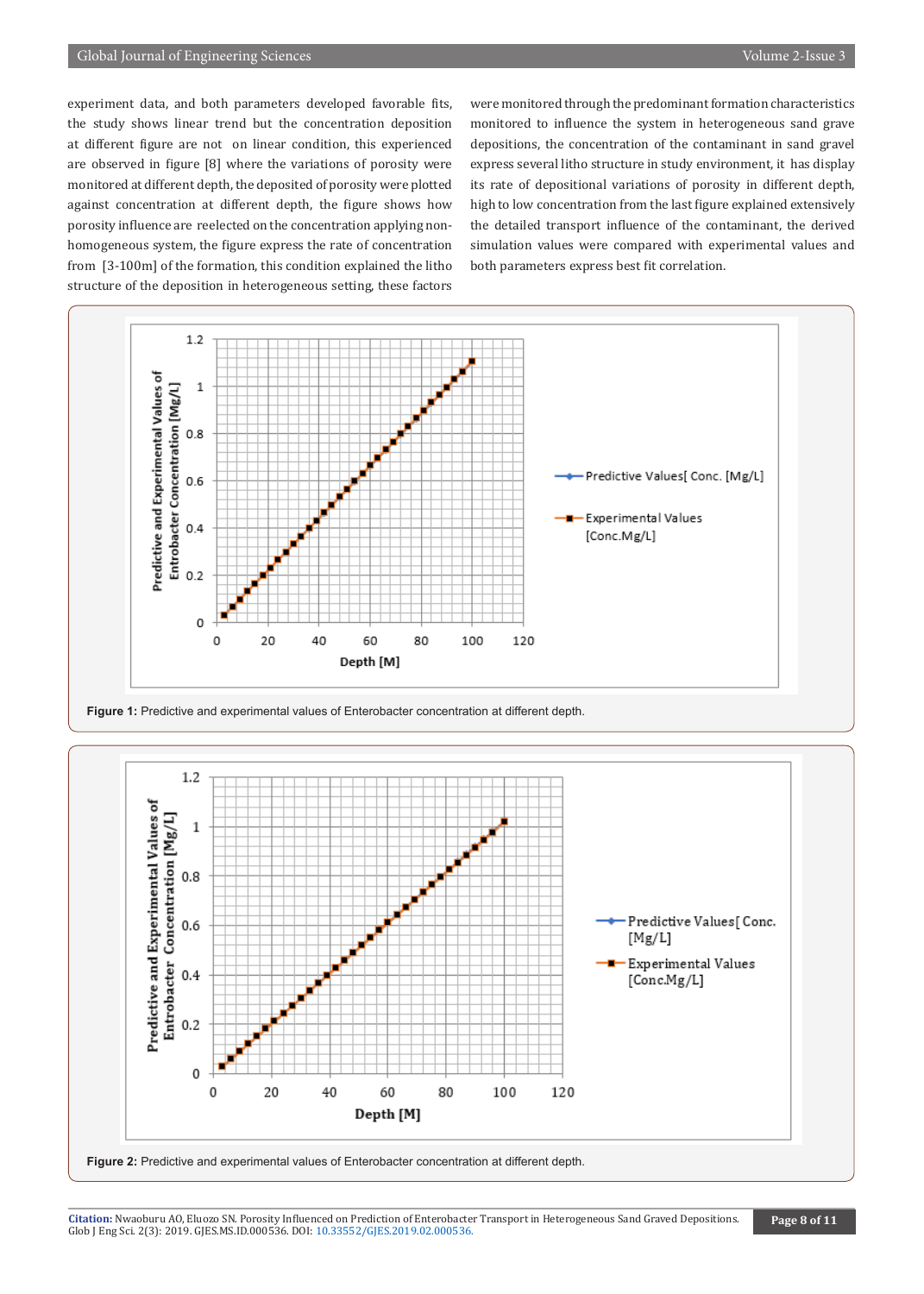experiment data, and both parameters developed favorable fits, the study shows linear trend but the concentration deposition at different figure are not on linear condition, this experienced are observed in figure [8] where the variations of porosity were monitored at different depth, the deposited of porosity were plotted against concentration at different depth, the figure shows how porosity influence are reelected on the concentration applying non-homogeneous system, the figure express the rate of concentration from [3-100m] of the formation, this condition explained the litho structure of the deposition in heterogeneous setting, these factors were monitored through the predominant formation characteristics monitored to influence the system in heterogeneous sand grave depositions, the concentration of the contaminant in sand gravel express several litho structure in study environment, it has display its rate of depositional variations of porosity in different depth, high to low concentration from the last figure explained extensively the detailed transport influence of the contaminant, the derived simulation values were compared with experimental values and both parameters express best fit correlation.

**Figure 1:** Predictive and experimental values of Enterobacter concentration at different depth.

**Figure 2:** Predictive and experimental values of Enterobacter concentration at different depth.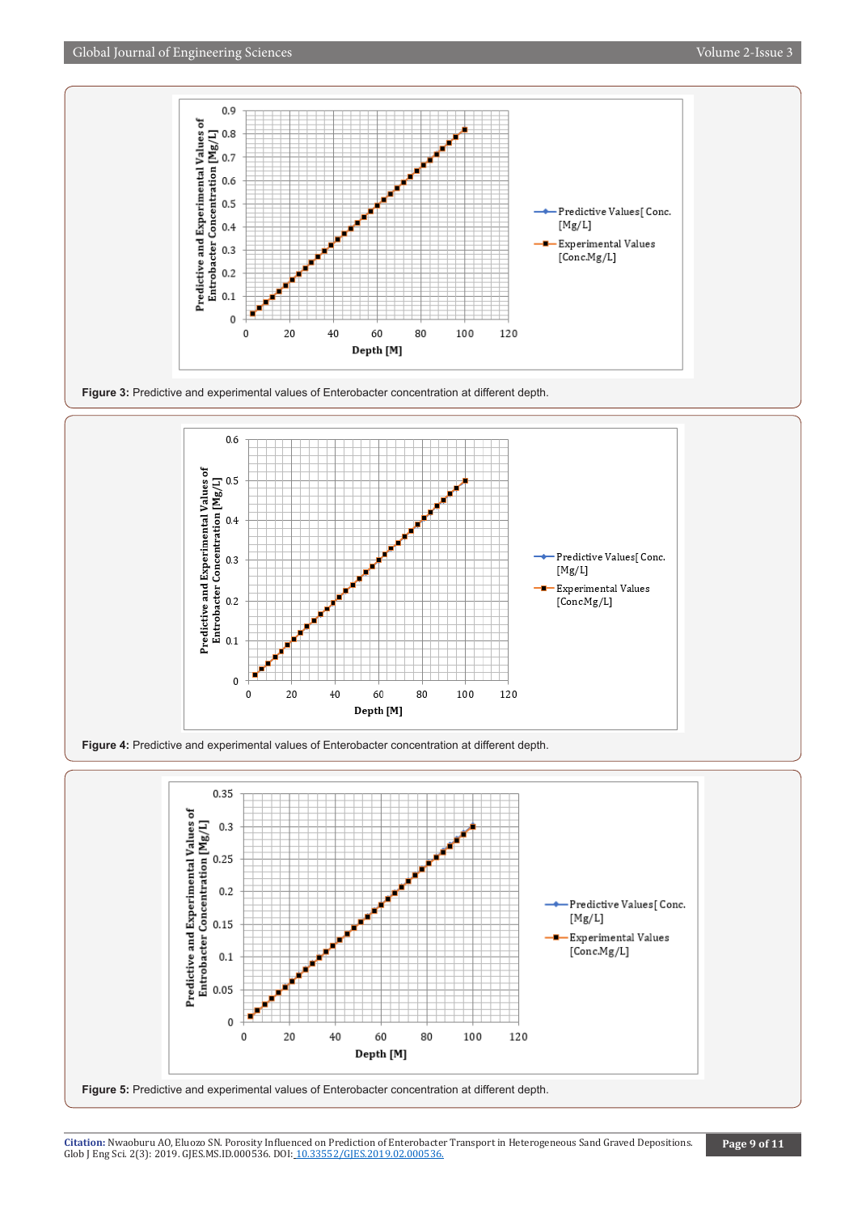Figure 3: Predictive and experimental values of Enterobacter concentration at different depth.

Figure 4: Predictive and experimental values of Enterobacter concentration at different depth.

Figure 5: Predictive and experimental values of Enterobacter concentration at different depth.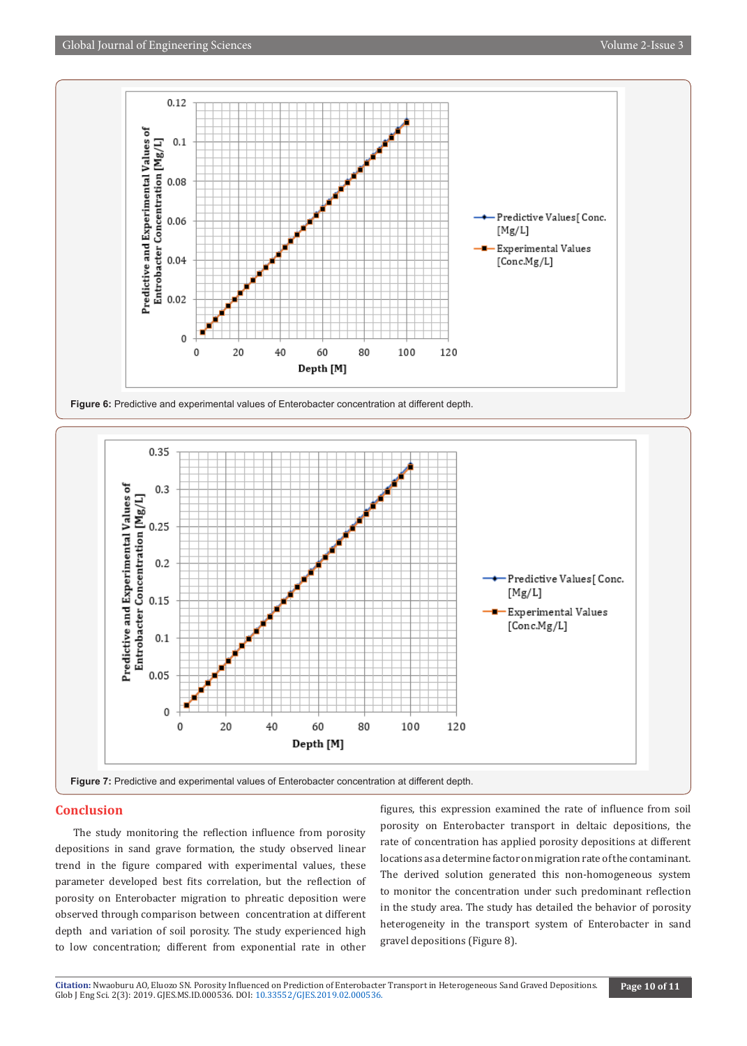Figure 6: Predictive and experimental values of Enterobacter concentration at different depth.

Figure 7: Predictive and experimental values of Enterobacter concentration at different depth.

## Conclusion

The study monitoring the reflection influence from porosity depositions in sand grave formation, the study observed linear trend in the figure compared with experimental values, these parameter developed best fits correlation, but the reflection of porosity on Enterobacter migration to phreatic deposition were observed through comparison between concentration at different depth and variation of soil porosity. The study experienced high to low concentration; different from exponential rate in other figures, this expression examined the rate of influence from soil porosity on Enterobacter transport in deltaic depositions, the rate of concentration has applied porosity depositions at different locations as a determine factor on migration rate of the contaminant. The derived solution generated this non-homogeneous system to monitor the concentration under such predominant reflection in the study area. The study has detailed the behavior of porosity heterogeneity in the transport system of Enterobacter in sand gravel depositions (Figure 8).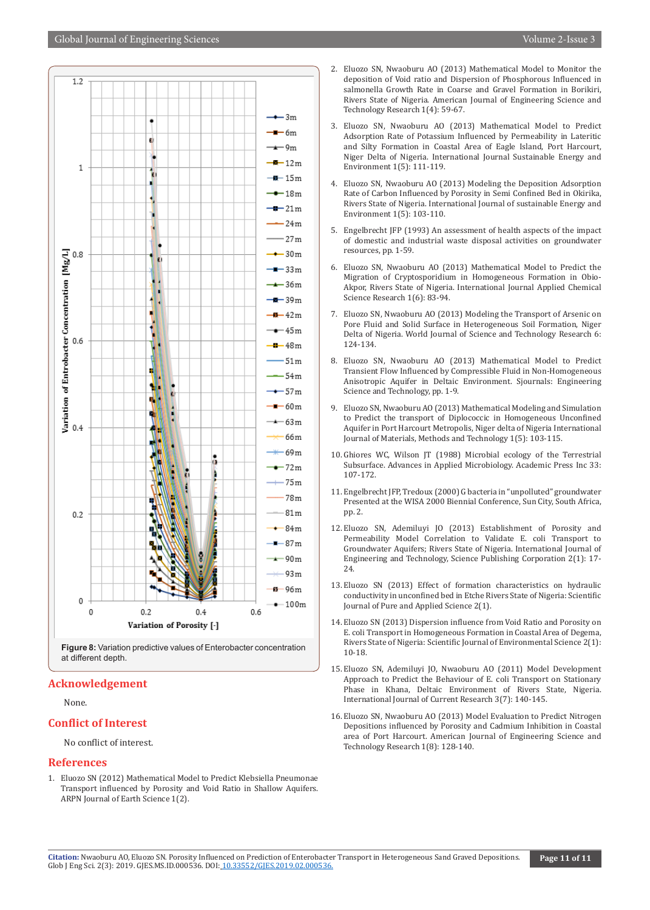1.2

1

0.8

0.6

0.4

0.2

0

0

0.2

0.4

0.6

Variation of Entrobacter Concentration [Mg/L]

Variation of Porosity [-]

3m
6m
9m
12m
15m
18m
21m
24m
27m
30m
33m
36m
39m
42m
45m
48m
51m
54m
57m
60m
63m
66m
69m
72m
75m
78m
81m
84m
87m
90m
93m
96m
100m

**Figure 8:** Variation predictive values of Enterobacter concentration at different depth.

## Acknowledgement

None.

## Conflict of Interest

No conflict of interest.

## References

1. Eluozo SN (2012) Mathematical Model to Predict Klebsiella Pneumonae Transport influenced by Porosity and Void Ratio in Shallow Aquifers. ARPN Journal of Earth Science 1(2).
2. Eluozo SN, Nwaoburu AO (2013) Mathematical Model to Monitor the deposition of Void ratio and Dispersion of Phosphorous Influenced in salmonella Growth Rate in Coarse and Gravel Formation in Borikiri, Rivers State of Nigeria. American Journal of Engineering Science and Technology Research 1(4): 59-67.
3. Eluozo SN, Nwaoburu AO (2013) Mathematical Model to Predict Adsorption Rate of Potassium Influenced by Permeability in Lateritic and Silty Formation in Coastal Area of Eagle Island, Port Harcourt, Niger Delta of Nigeria. International Journal Sustainable Energy and Environment 1(5): 111-119.
4. Eluozo SN, Nwaoburu AO (2013) Modeling the Deposition Adsorption Rate of Carbon Influenced by Porosity in Semi Confined Bed in Okirika, Rivers State of Nigeria. International Journal of sustainable Energy and Environment 1(5): 103-110.
5. Engelbrecht JFP (1993) An assessment of health aspects of the impact of domestic and industrial waste disposal activities on groundwater resources, pp. 1-59.
6. Eluozo SN, Nwaoburu AO (2013) Mathematical Model to Predict the Migration of Cryptosporidium in Homogeneous Formation in Obio-Akpor, Rivers State of Nigeria. International Journal Applied Chemical Science Research 1(6): 83-94.
7. Eluozo SN, Nwaoburu AO (2013) Modeling the Transport of Arsenic on Pore Fluid and Solid Surface in Heterogeneous Soil Formation, Niger Delta of Nigeria. World Journal of Science and Technology Research 6: 124-134.
8. Eluozo SN, Nwaoburu AO (2013) Mathematical Model to Predict Transient Flow Influenced by Compressible Fluid in Non-Homogeneous Anisotropic Aquifer in Deltaic Environment. Sjournals: Engineering Science and Technology, pp. 1-9.
9. Eluozo SN, Nwaoburu AO (2013) Mathematical Modeling and Simulation to Predict the transport of Diplococcic in Homogeneous Unconfined Aquifer in Port Harcourt Metropolis, Niger delta of Nigeria International Journal of Materials, Methods and Technology 1(5): 103-115.
10. Ghiores WC, Wilson JT (1988) Microbial ecology of the Terrestrial Subsurface. Advances in Applied Microbiology. Academic Press Inc 33: 107-172.
11. Engelbrecht JFP, Tredoux (2000) G bacteria in "unpolluted" groundwater Presented at the WISA 2000 Biennial Conference, Sun City, South Africa, pp. 2.
12. Eluozo SN, Ademiluyi JO (2013) Establishment of Porosity and Permeability Model Correlation to Validate E. coli Transport to Groundwater Aquifers; Rivers State of Nigeria. International Journal of Engineering and Technology, Science Publishing Corporation 2(1): 17-24.
13. Eluozo SN (2013) Effect of formation characteristics on hydraulic conductivity in unconfined bed in Etche Rivers State of Nigeria: Scientific Journal of Pure and Applied Science 2(1).
14. Eluozo SN (2013) Dispersion influence from Void Ratio and Porosity on E. coli Transport in Homogeneous Formation in Coastal Area of Degema, Rivers State of Nigeria: Scientific Journal of Environmental Science 2(1): 10-18.
15. Eluozo SN, Ademiluyi JO, Nwaoburu AO (2011) Model Development Approach to Predict the Behaviour of E. coli Transport on Stationary Phase in Khana, Deltaic Environment of Rivers State, Nigeria. International Journal of Current Research 3(7): 140-145.
16. Eluozo SN, Nwaoburu AO (2013) Model Evaluation to Predict Nitrogen Depositions influenced by Porosity and Cadmium Inhibition in Coastal area of Port Harcourt. American Journal of Engineering Science and Technology Research 1(8): 128-140.